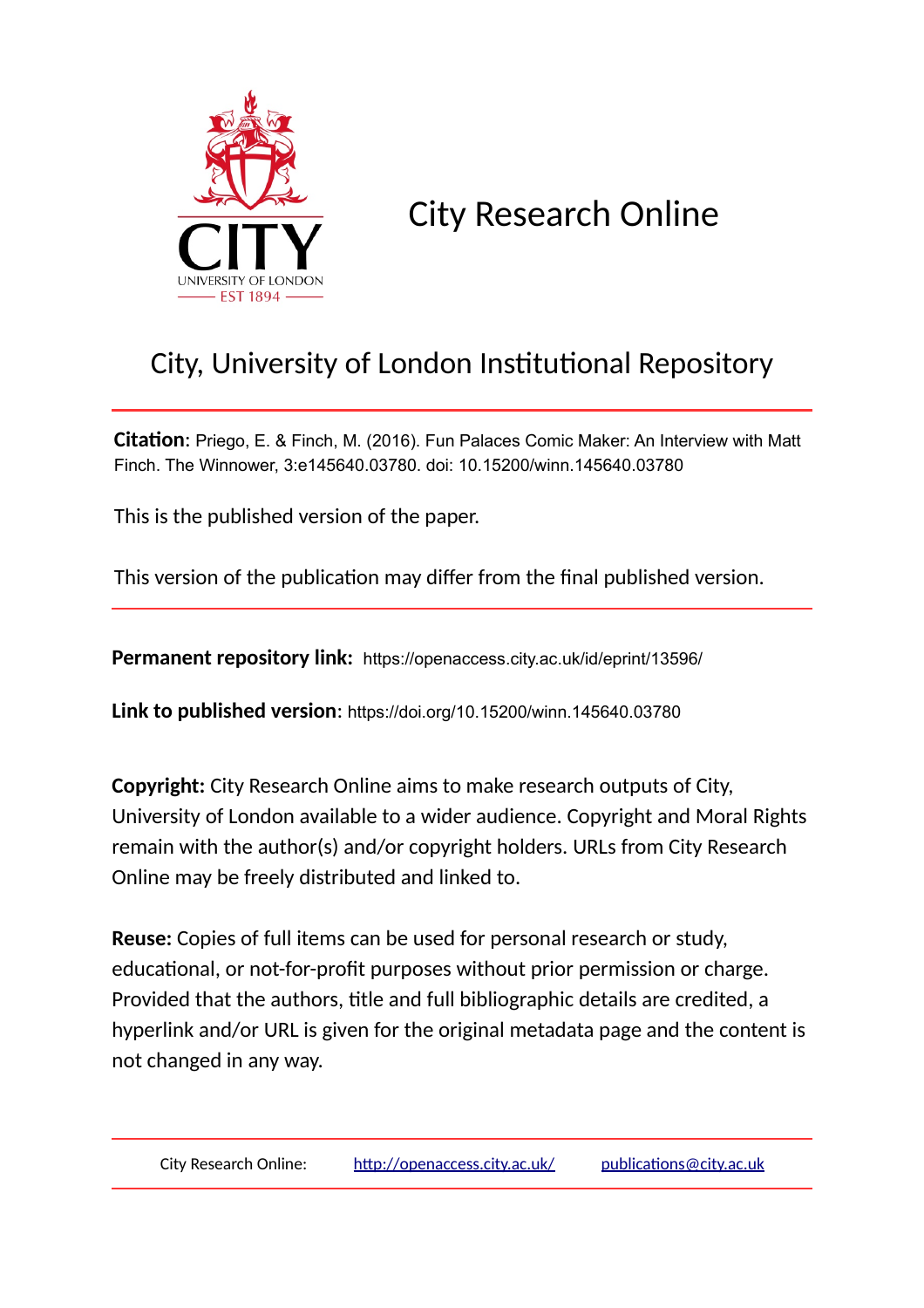# City Research Online

## City, University of London Institutional Repository

**Citation**: Priego, E. & Finch, M. (2016). Fun Palaces Comic Maker: An Interview with Matt Finch. The Winnower, 3:e145640.03780. doi: 10.15200/winn.145640.03780

This is the published version of the paper.

This version of the publication may differ from the final published version.

**Permanent repository link:** https://openaccess.city.ac.uk/id/eprint/13596/

**Link to published version**: https://doi.org/10.15200/winn.145640.03780

**Copyright:** City Research Online aims to make research outputs of City, University of London available to a wider audience. Copyright and Moral Rights remain with the author(s) and/or copyright holders. URLs from City Research Online may be freely distributed and linked to.

**Reuse:** Copies of full items can be used for personal research or study, educational, or not-for-profit purposes without prior permission or charge. Provided that the authors, title and full bibliographic details are credited, a hyperlink and/or URL is given for the original metadata page and the content is not changed in any way.

City Research Online: http://openaccess.city.ac.uk/ publications@city.ac.uk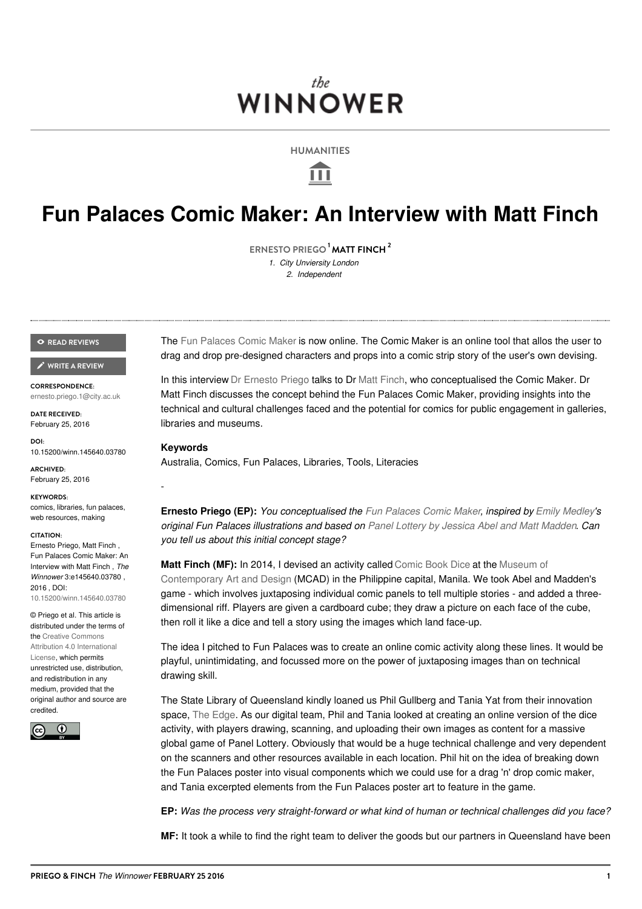# Fun Palaces Comic Maker: An Interview with Matt Finch

ERNESTO PRIEGO [1] MATT FINCH [2]

1. City Unviersity London
2. Independent

READ REVIEWS

WRITE A REVIEW

**CORRESPONDENCE:**
ernesto.priego.1@city.ac.uk

**DATE RECEIVED:**
February 25, 2016

**DOI:**
10.15200/winn.145640.03780

**ARCHIVED:**
February 25, 2016

**KEYWORDS:**
comics, libraries, fun palaces, web resources, making

**CITATION:**
Ernesto Priego, Matt Finch , Fun Palaces Comic Maker: An Interview with Matt Finch , *The Winnower* 3:e145640.03780 , 2016 , DOI: 10.15200/winn.145640.03780

© Priego et al. This article is distributed under the terms of the Creative Commons Attribution 4.0 International License, which permits unrestricted use, distribution, and redistribution in any medium, provided that the original author and source are credited.

The Fun Palaces Comic Maker is now online. The Comic Maker is an online tool that allos the user to drag and drop pre-designed characters and props into a comic strip story of the user's own devising.

In this interview Dr Ernesto Priego talks to Dr Matt Finch, who conceptualised the Comic Maker. Dr Matt Finch discusses the concept behind the Fun Palaces Comic Maker, providing insights into the technical and cultural challenges faced and the potential for comics for public engagement in galleries, libraries and museums.

**Keywords**

Australia, Comics, Fun Palaces, Libraries, Tools, Literacies

-

**Ernesto Priego (EP):** *You conceptualised the Fun Palaces Comic Maker, inspired by Emily Medley's original Fun Palaces illustrations and based on Panel Lottery by Jessica Abel and Matt Madden. Can you tell us about this initial concept stage?*

**Matt Finch (MF):** In 2014, I devised an activity called Comic Book Dice at the Museum of Contemporary Art and Design (MCAD) in the Philippine capital, Manila. We took Abel and Madden's game - which involves juxtaposing individual comic panels to tell multiple stories - and added a three-dimensional riff. Players are given a cardboard cube; they draw a picture on each face of the cube, then roll it like a dice and tell a story using the images which land face-up.

The idea I pitched to Fun Palaces was to create an online comic activity along these lines. It would be playful, unintimidating, and focussed more on the power of juxtaposing images than on technical drawing skill.

The State Library of Queensland kindly loaned us Phil Gullberg and Tania Yat from their innovation space, The Edge. As our digital team, Phil and Tania looked at creating an online version of the dice activity, with players drawing, scanning, and uploading their own images as content for a massive global game of Panel Lottery. Obviously that would be a huge technical challenge and very dependent on the scanners and other resources available in each location. Phil hit on the idea of breaking down the Fun Palaces poster into visual components which we could use for a drag 'n' drop comic maker, and Tania excerpted elements from the Fun Palaces poster art to feature in the game.

**EP:** *Was the process very straight-forward or what kind of human or technical challenges did you face?*

**MF:** It took a while to find the right team to deliver the goods but our partners in Queensland have been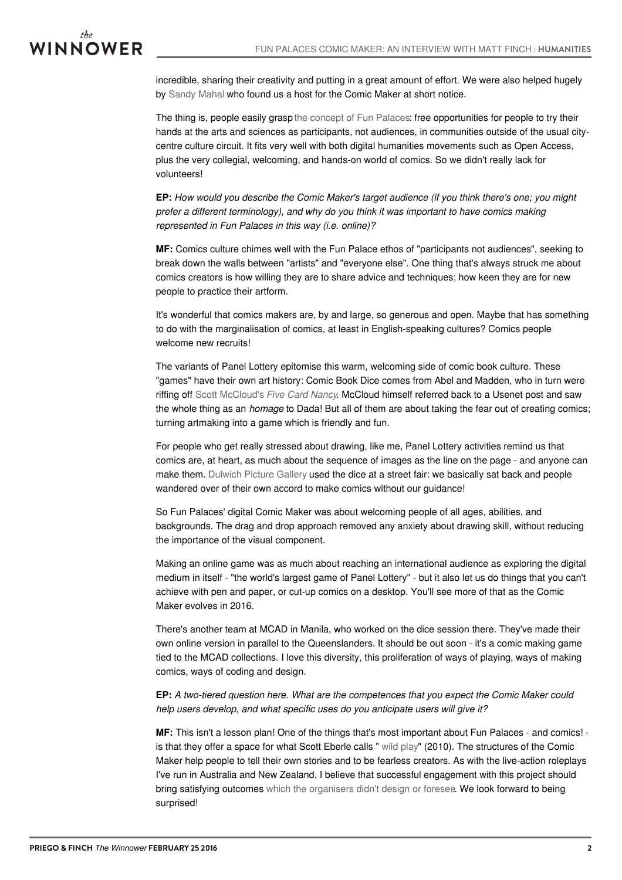incredible, sharing their creativity and putting in a great amount of effort. We were also helped hugely by Sandy Mahal who found us a host for the Comic Maker at short notice.

The thing is, people easily grasp the concept of Fun Palaces: free opportunities for people to try their hands at the arts and sciences as participants, not audiences, in communities outside of the usual city-centre culture circuit. It fits very well with both digital humanities movements such as Open Access, plus the very collegial, welcoming, and hands-on world of comics. So we didn't really lack for volunteers!

**EP:** *How would you describe the Comic Maker's target audience (if you think there's one; you might prefer a different terminology), and why do you think it was important to have comics making represented in Fun Palaces in this way (i.e. online)?*

**MF:** Comics culture chimes well with the Fun Palace ethos of "participants not audiences", seeking to break down the walls between "artists" and "everyone else". One thing that's always struck me about comics creators is how willing they are to share advice and techniques; how keen they are for new people to practice their artform.

It's wonderful that comics makers are, by and large, so generous and open. Maybe that has something to do with the marginalisation of comics, at least in English-speaking cultures? Comics people welcome new recruits!

The variants of Panel Lottery epitomise this warm, welcoming side of comic book culture. These "games" have their own art history: Comic Book Dice comes from Abel and Madden, who in turn were riffing off Scott McCloud's *Five Card Nancy*. McCloud himself referred back to a Usenet post and saw the whole thing as an *homage* to Dada! But all of them are about taking the fear out of creating comics; turning artmaking into a game which is friendly and fun.

For people who get really stressed about drawing, like me, Panel Lottery activities remind us that comics are, at heart, as much about the sequence of images as the line on the page - and anyone can make them. Dulwich Picture Gallery used the dice at a street fair: we basically sat back and people wandered over of their own accord to make comics without our guidance!

So Fun Palaces' digital Comic Maker was about welcoming people of all ages, abilities, and backgrounds. The drag and drop approach removed any anxiety about drawing skill, without reducing the importance of the visual component.

Making an online game was as much about reaching an international audience as exploring the digital medium in itself - "the world's largest game of Panel Lottery" - but it also let us do things that you can't achieve with pen and paper, or cut-up comics on a desktop. You'll see more of that as the Comic Maker evolves in 2016.

There's another team at MCAD in Manila, who worked on the dice session there. They've made their own online version in parallel to the Queenslanders. It should be out soon - it's a comic making game tied to the MCAD collections. I love this diversity, this proliferation of ways of playing, ways of making comics, ways of coding and design.

**EP:** *A two-tiered question here. What are the competences that you expect the Comic Maker could help users develop, and what specific uses do you anticipate users will give it?*

**MF:** This isn't a lesson plan! One of the things that's most important about Fun Palaces - and comics! - is that they offer a space for what Scott Eberle calls " wild play" (2010). The structures of the Comic Maker help people to tell their own stories and to be fearless creators. As with the live-action roleplays I've run in Australia and New Zealand, I believe that successful engagement with this project should bring satisfying outcomes which the organisers didn't design or foresee. We look forward to being surprised!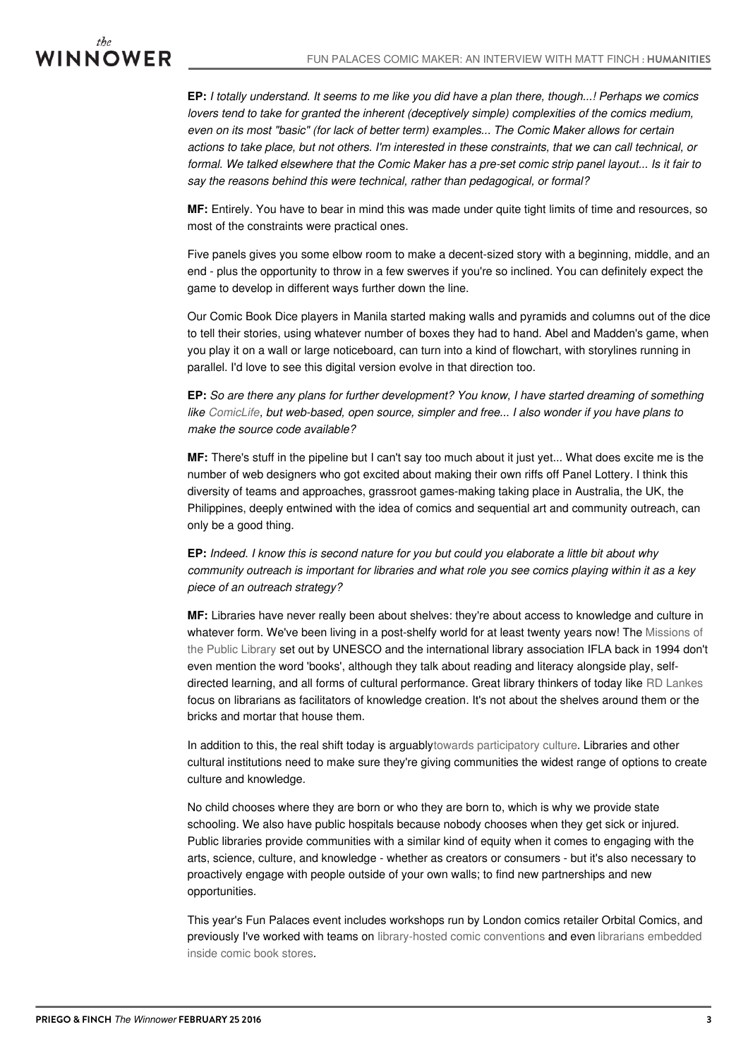**EP:** *I totally understand. It seems to me like you did have a plan there, though...! Perhaps we comics lovers tend to take for granted the inherent (deceptively simple) complexities of the comics medium, even on its most "basic" (for lack of better term) examples... The Comic Maker allows for certain actions to take place, but not others. I'm interested in these constraints, that we can call technical, or formal. We talked elsewhere that the Comic Maker has a pre-set comic strip panel layout... Is it fair to say the reasons behind this were technical, rather than pedagogical, or formal?*

**MF:** Entirely. You have to bear in mind this was made under quite tight limits of time and resources, so most of the constraints were practical ones.

Five panels gives you some elbow room to make a decent-sized story with a beginning, middle, and an end - plus the opportunity to throw in a few swerves if you're so inclined. You can definitely expect the game to develop in different ways further down the line.

Our Comic Book Dice players in Manila started making walls and pyramids and columns out of the dice to tell their stories, using whatever number of boxes they had to hand. Abel and Madden's game, when you play it on a wall or large noticeboard, can turn into a kind of flowchart, with storylines running in parallel. I'd love to see this digital version evolve in that direction too.

**EP:** *So are there any plans for further development? You know, I have started dreaming of something like ComicLife, but web-based, open source, simpler and free... I also wonder if you have plans to make the source code available?*

**MF:** There's stuff in the pipeline but I can't say too much about it just yet... What does excite me is the number of web designers who got excited about making their own riffs off Panel Lottery. I think this diversity of teams and approaches, grassroot games-making taking place in Australia, the UK, the Philippines, deeply entwined with the idea of comics and sequential art and community outreach, can only be a good thing.

**EP:** *Indeed. I know this is second nature for you but could you elaborate a little bit about why community outreach is important for libraries and what role you see comics playing within it as a key piece of an outreach strategy?*

**MF:** Libraries have never really been about shelves: they're about access to knowledge and culture in whatever form. We've been living in a post-shelfy world for at least twenty years now! The Missions of the Public Library set out by UNESCO and the international library association IFLA back in 1994 don't even mention the word 'books', although they talk about reading and literacy alongside play, self-directed learning, and all forms of cultural performance. Great library thinkers of today like RD Lankes focus on librarians as facilitators of knowledge creation. It's not about the shelves around them or the bricks and mortar that house them.

In addition to this, the real shift today is arguablytowards participatory culture. Libraries and other cultural institutions need to make sure they're giving communities the widest range of options to create culture and knowledge.

No child chooses where they are born or who they are born to, which is why we provide state schooling. We also have public hospitals because nobody chooses when they get sick or injured. Public libraries provide communities with a similar kind of equity when it comes to engaging with the arts, science, culture, and knowledge - whether as creators or consumers - but it's also necessary to proactively engage with people outside of your own walls; to find new partnerships and new opportunities.

This year's Fun Palaces event includes workshops run by London comics retailer Orbital Comics, and previously I've worked with teams on library-hosted comic conventions and even librarians embedded inside comic book stores.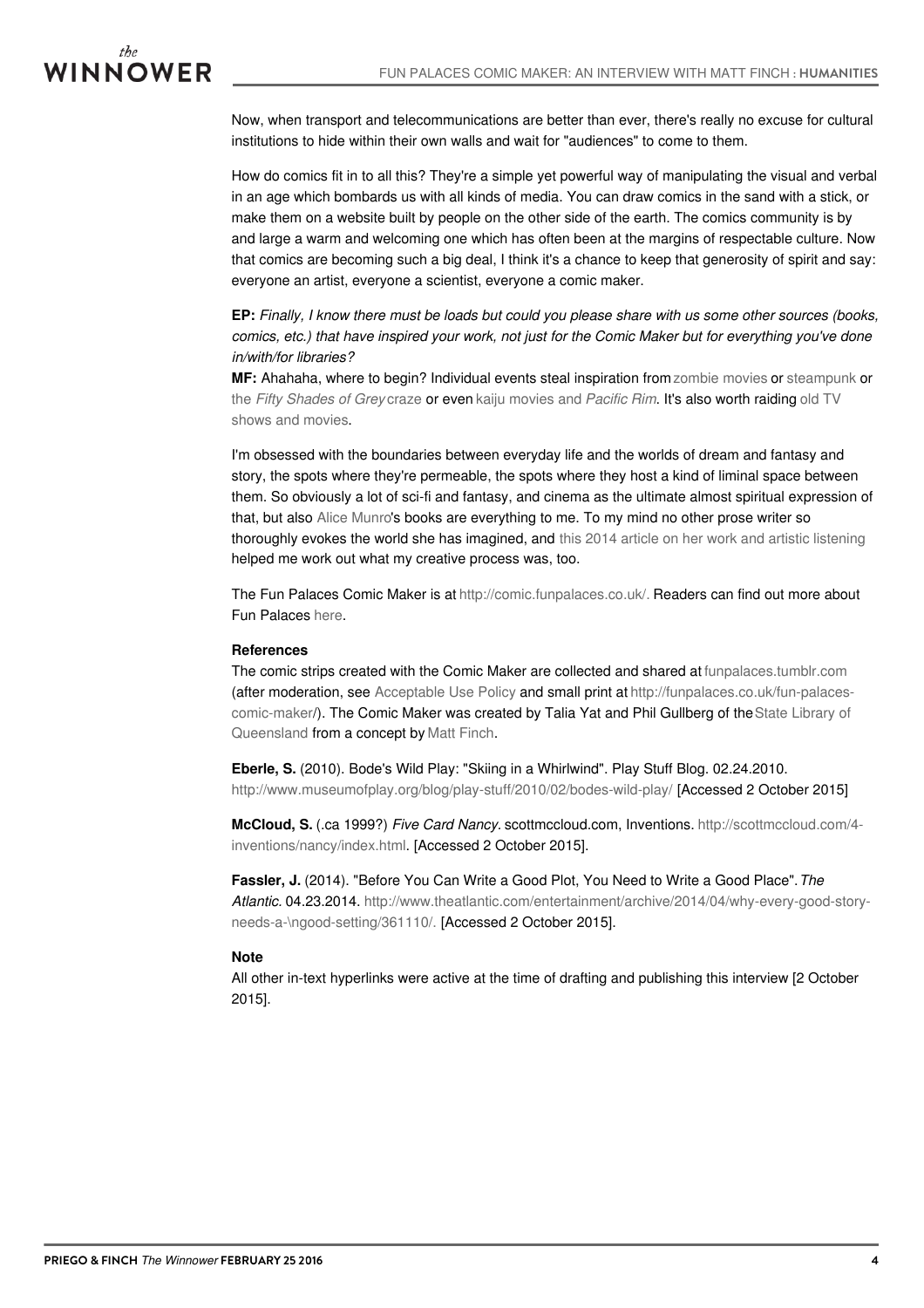Now, when transport and telecommunications are better than ever, there's really no excuse for cultural institutions to hide within their own walls and wait for "audiences" to come to them.

How do comics fit in to all this? They're a simple yet powerful way of manipulating the visual and verbal in an age which bombards us with all kinds of media. You can draw comics in the sand with a stick, or make them on a website built by people on the other side of the earth. The comics community is by and large a warm and welcoming one which has often been at the margins of respectable culture. Now that comics are becoming such a big deal, I think it's a chance to keep that generosity of spirit and say: everyone an artist, everyone a scientist, everyone a comic maker.

**EP:** *Finally, I know there must be loads but could you please share with us some other sources (books, comics, etc.) that have inspired your work, not just for the Comic Maker but for everything you've done in/with/for libraries?*

**MF:** Ahahaha, where to begin? Individual events steal inspiration from zombie movies or steampunk or the *Fifty Shades of Grey* craze or even kaiju movies and *Pacific Rim*. It's also worth raiding old TV shows and movies.

I'm obsessed with the boundaries between everyday life and the worlds of dream and fantasy and story, the spots where they're permeable, the spots where they host a kind of liminal space between them. So obviously a lot of sci-fi and fantasy, and cinema as the ultimate almost spiritual expression of that, but also Alice Munro's books are everything to me. To my mind no other prose writer so thoroughly evokes the world she has imagined, and this 2014 article on her work and artistic listening helped me work out what my creative process was, too.

The Fun Palaces Comic Maker is at http://comic.funpalaces.co.uk/. Readers can find out more about Fun Palaces here.

**References**

The comic strips created with the Comic Maker are collected and shared at funpalaces.tumblr.com (after moderation, see Acceptable Use Policy and small print at http://funpalaces.co.uk/fun-palaces-comic-maker/). The Comic Maker was created by Talia Yat and Phil Gullberg of the State Library of Queensland from a concept by Matt Finch.

**Eberle, S.** (2010). Bode's Wild Play: "Skiing in a Whirlwind". Play Stuff Blog. 02.24.2010. http://www.museumofplay.org/blog/play-stuff/2010/02/bodes-wild-play/ [Accessed 2 October 2015]

**McCloud, S.** (.ca 1999?) *Five Card Nancy*. scottmccloud.com, Inventions. http://scottmccloud.com/4-inventions/nancy/index.html. [Accessed 2 October 2015].

**Fassler, J.** (2014). "Before You Can Write a Good Plot, You Need to Write a Good Place". *The Atlantic*. 04.23.2014. http://www.theatlantic.com/entertainment/archive/2014/04/why-every-good-story-needs-a-\ngood-setting/361110/. [Accessed 2 October 2015].

**Note**

All other in-text hyperlinks were active at the time of drafting and publishing this interview [2 October 2015].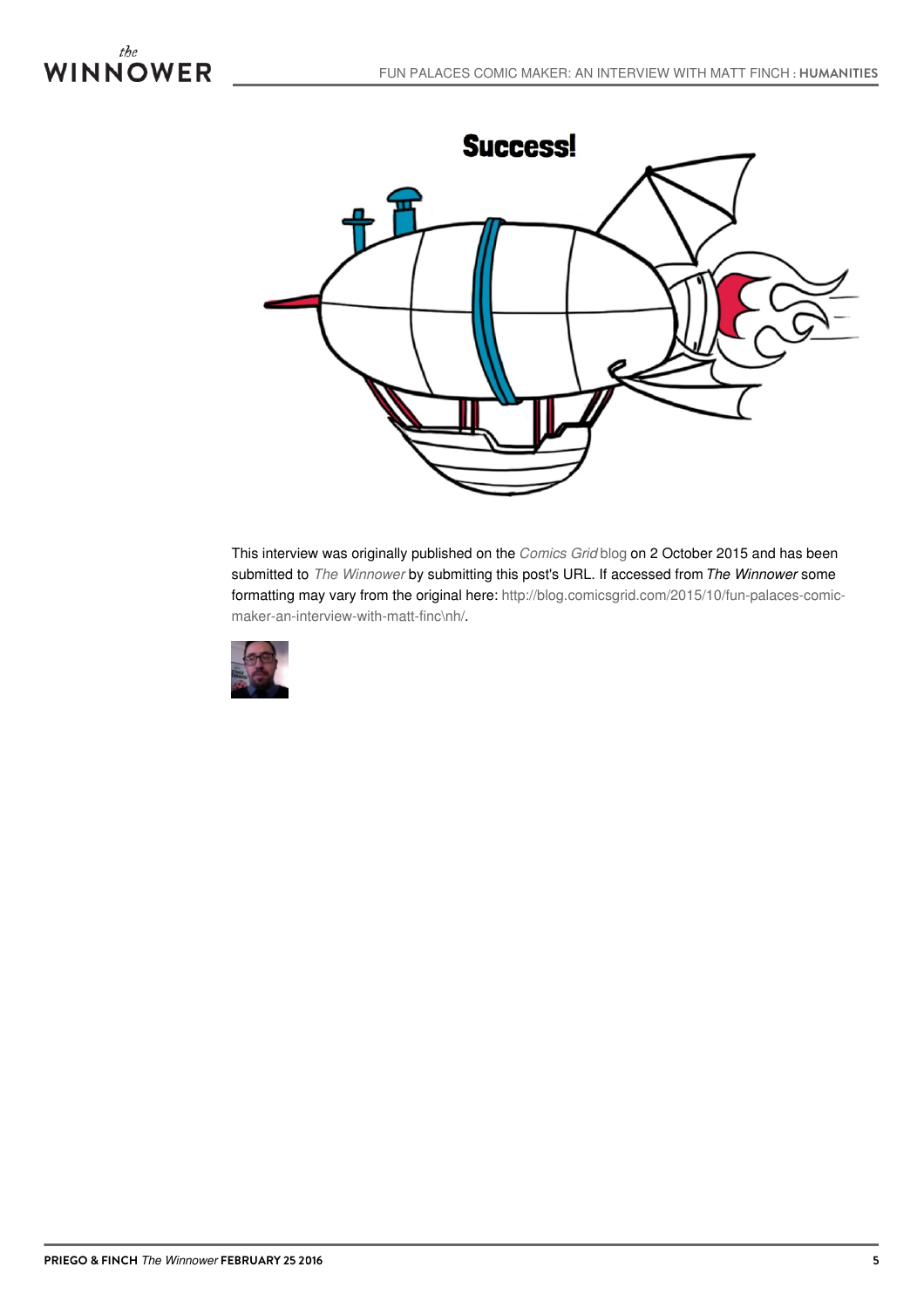This interview was originally published on the *Comics Grid* blog on 2 October 2015 and has been submitted to *The Winnower* by submitting this post's URL. If accessed from *The Winnower* some formatting may vary from the original here: http://blog.comicsgrid.com/2015/10/fun-palaces-comic-maker-an-interview-with-matt-finc\nh/.